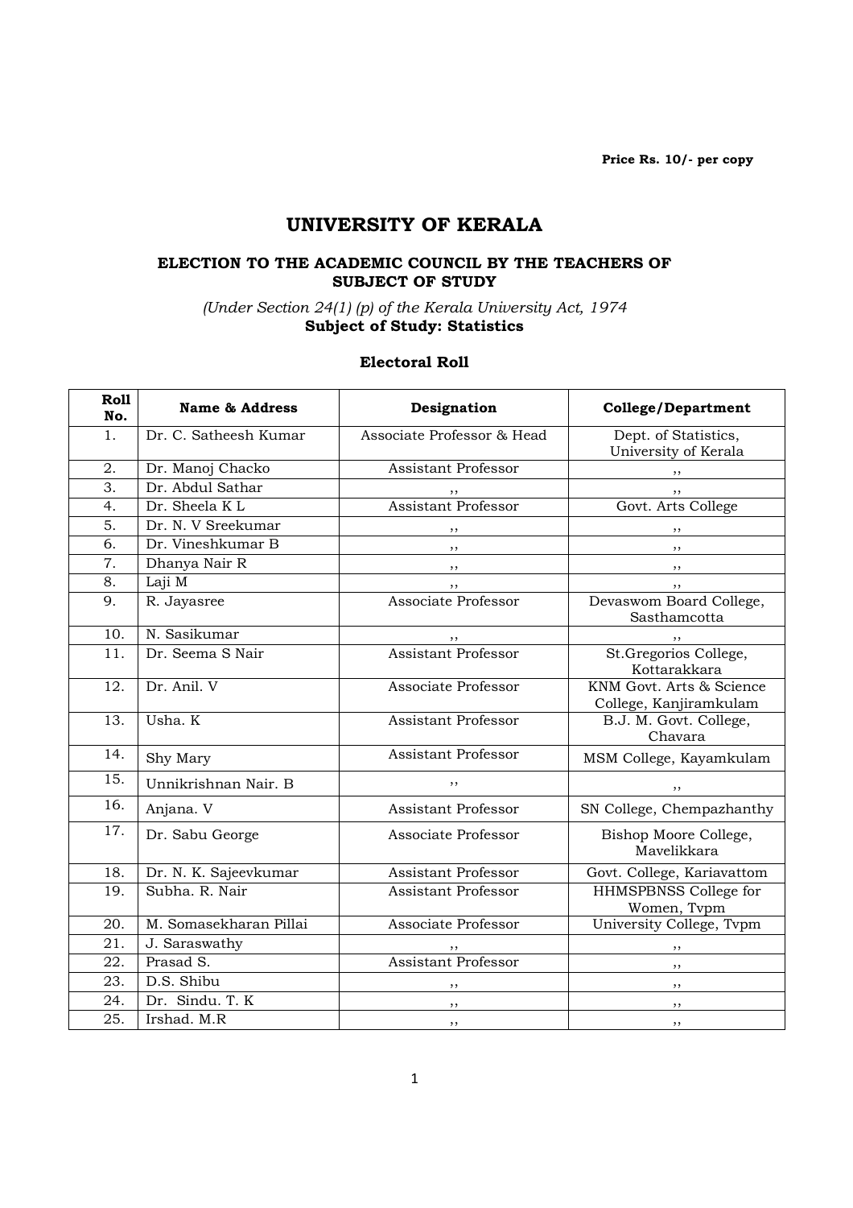**Price Rs. 10/- per copy**

# UNIVERSITY OF KERALA

### ELECTION TO THE ACADEMIC COUNCIL BY THE TEACHERS OF SUBJECT OF STUDY

*(Under Section 24(1) (p) of the Kerala University Act, 1974*
**Subject of Study: Statistics**

### Electoral Roll

| Roll No. | Name & Address | Designation | College/Department |
|---|---|---|---|
| 1. | Dr. C. Satheesh Kumar | Associate Professor & Head | Dept. of Statistics, University of Kerala |
| 2. | Dr. Manoj Chacko | Assistant Professor | ,, |
| 3. | Dr. Abdul Sathar | ,, | ,, |
| 4. | Dr. Sheela K L | Assistant Professor | Govt. Arts College |
| 5. | Dr. N. V Sreekumar | ,, | ,, |
| 6. | Dr. Vineshkumar B | ,, | ,, |
| 7. | Dhanya Nair R | ,, | ,, |
| 8. | Laji M | ,, | ,, |
| 9. | R. Jayasree | Associate Professor | Devaswom Board College, Sasthamcotta |
| 10. | N. Sasikumar | ,, | ,, |
| 11. | Dr. Seema S Nair | Assistant Professor | St.Gregorios College, Kottarakkara |
| 12. | Dr. Anil. V | Associate Professor | KNM Govt. Arts & Science College, Kanjiramkulam |
| 13. | Usha. K | Assistant Professor | B.J. M. Govt. College, Chavara |
| 14. | Shy Mary | Assistant Professor | MSM College, Kayamkulam |
| 15. | Unnikrishnan Nair. B | ,, | ,, |
| 16. | Anjana. V | Assistant Professor | SN College, Chempazhanthy |
| 17. | Dr. Sabu George | Associate Professor | Bishop Moore College, Mavelikkara |
| 18. | Dr. N. K. Sajeevkumar | Assistant Professor | Govt. College, Kariavattom |
| 19. | Subha. R. Nair | Assistant Professor | HHMSPBNSS College for Women, Tvpm |
| 20. | M. Somasekharan Pillai | Associate Professor | University College, Tvpm |
| 21. | J. Saraswathy | ,, | ,, |
| 22. | Prasad S. | Assistant Professor | ,, |
| 23. | D.S. Shibu | ,, | ,, |
| 24. | Dr. Sindu. T. K | ,, | ,, |
| 25. | Irshad. M.R | ,, | ,, |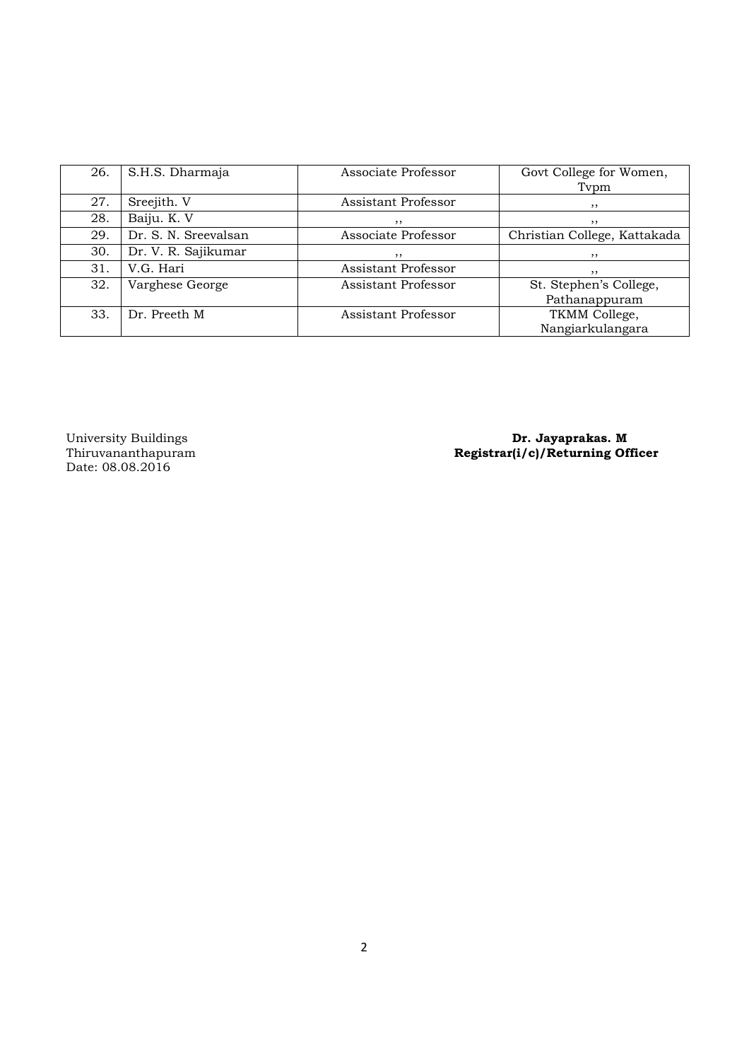| 26. | S.H.S. Dharmaja | Associate Professor | Govt College for Women, Tvpm |
|---|---|---|---|
| 27. | Sreejith. V | Assistant Professor | ,, |
| 28. | Baiju. K. V | ,, | ,, |
| 29. | Dr. S. N. Sreevalsan | Associate Professor | Christian College, Kattakada |
| 30. | Dr. V. R. Sajikumar | ,, | ,, |
| 31. | V.G. Hari | Assistant Professor | ,, |
| 32. | Varghese George | Assistant Professor | St. Stephen's College, Pathanappuram |
| 33. | Dr. Preeth M | Assistant Professor | TKMM College, Nangiarkulangara |

University Buildings
Thiruvananthapuram
Date: 08.08.2016

**Dr. Jayaprakas. M**
**Registrar(i/c)/Returning Officer**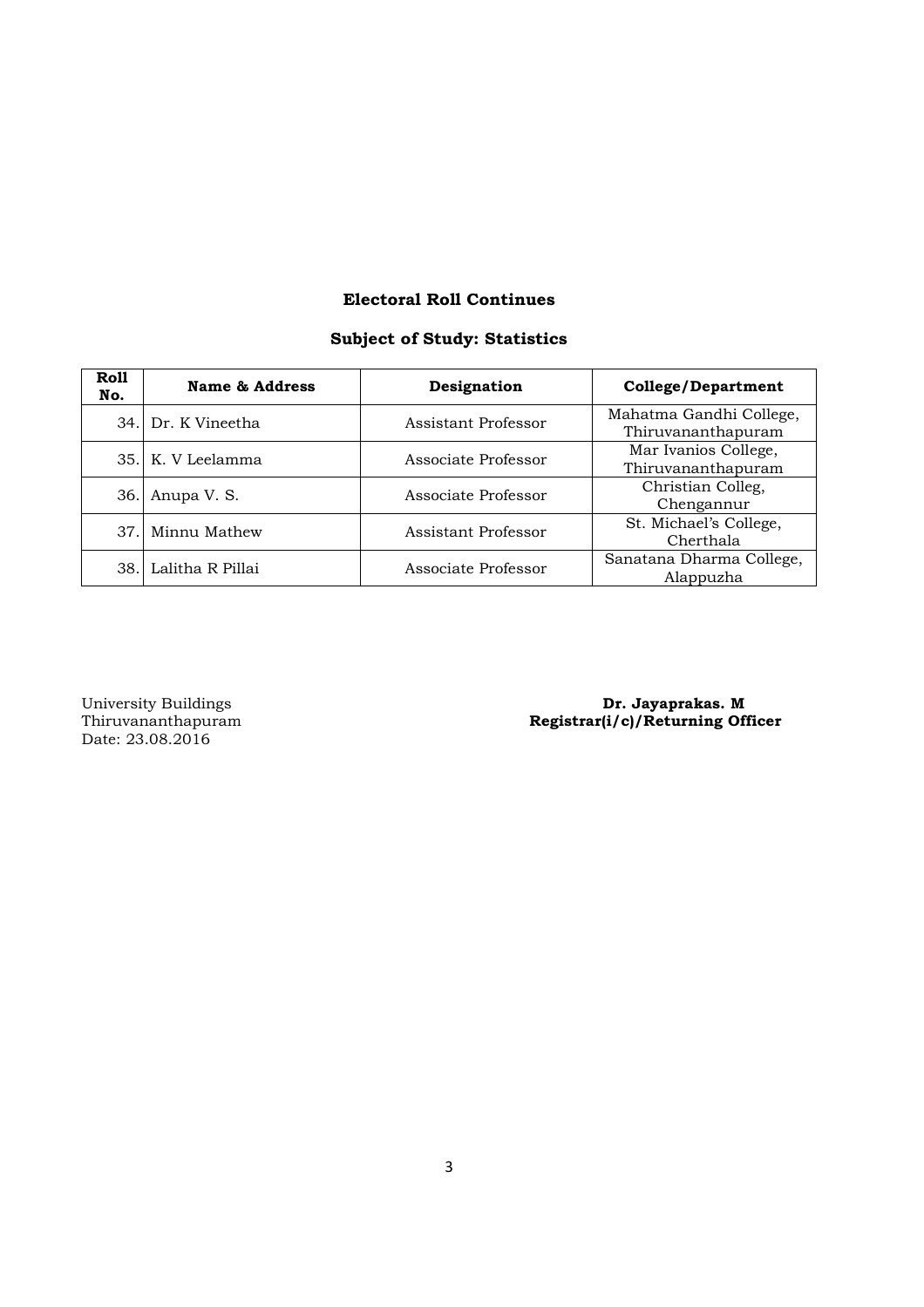**Electoral Roll Continues**

**Subject of Study: Statistics**

| Roll No. | Name & Address | Designation | College/Department |
|---|---|---|---|
| 34. | Dr. K Vineetha | Assistant Professor | Mahatma Gandhi College, Thiruvananthapuram |
| 35. | K. V Leelamma | Associate Professor | Mar Ivanios College, Thiruvananthapuram |
| 36. | Anupa V. S. | Associate Professor | Christian Colleg, Chengannur |
| 37. | Minnu Mathew | Assistant Professor | St. Michael's College, Cherthala |
| 38. | Lalitha R Pillai | Associate Professor | Sanatana Dharma College, Alappuzha |

University Buildings
Thiruvananthapuram
Date: 23.08.2016

**Dr. Jayaprakas. M**
**Registrar(i/c)/Returning Officer**